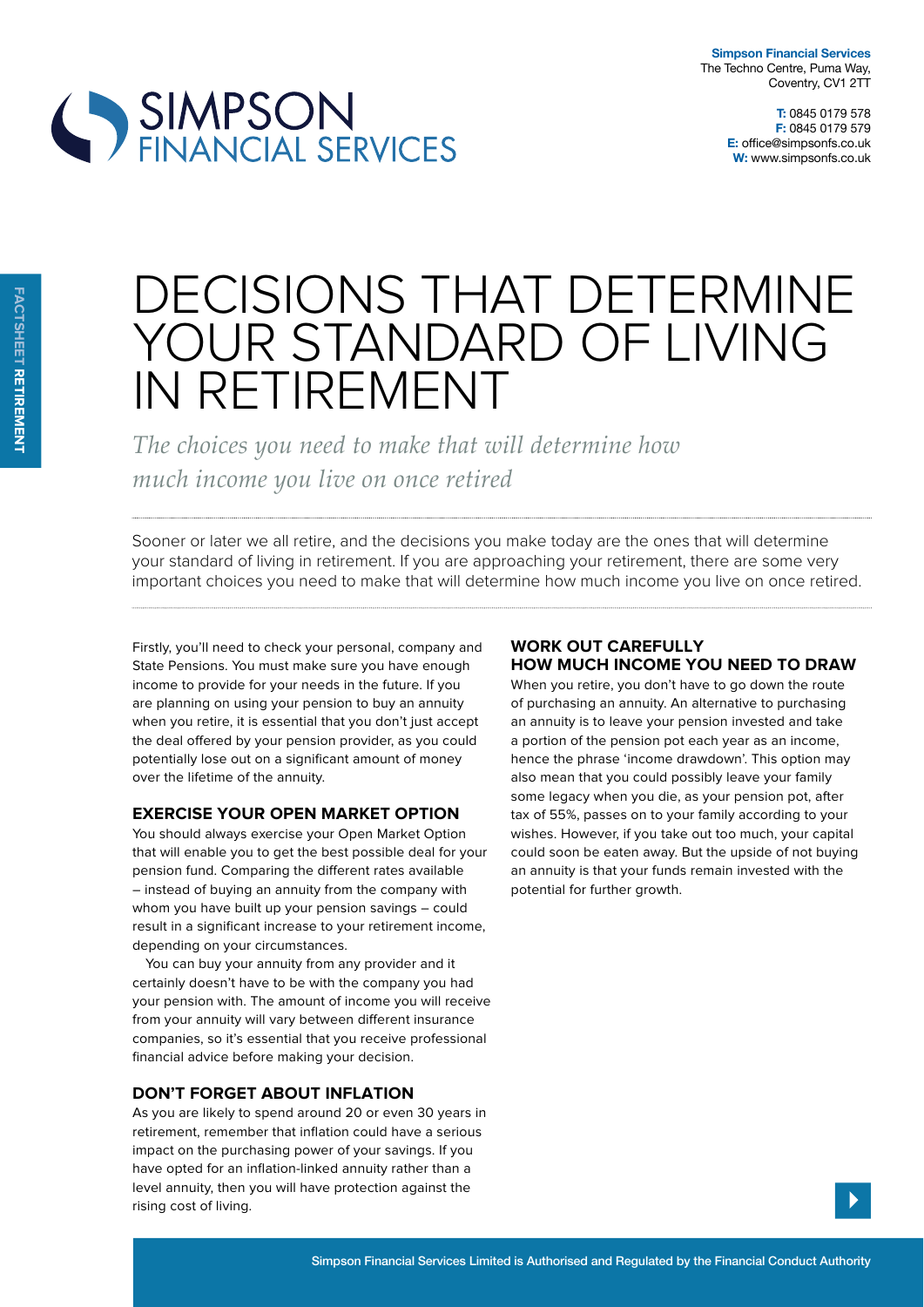**Simpson Financial Services**
The Techno Centre, Puma Way,
Coventry, CV1 2TT

**T:** 0845 0179 578
**F:** 0845 0179 579
**E:** office@simpsonfs.co.uk
**W:** www.simpsonfs.co.uk

FACTSHEET **RETIREMENT**

# DECISIONS THAT DETERMINE YOUR STANDARD OF LIVING IN RETIREMENT

*The choices you need to make that will determine how much income you live on once retired*

Sooner or later we all retire, and the decisions you make today are the ones that will determine your standard of living in retirement. If you are approaching your retirement, there are some very important choices you need to make that will determine how much income you live on once retired.

Firstly, you'll need to check your personal, company and State Pensions. You must make sure you have enough income to provide for your needs in the future. If you are planning on using your pension to buy an annuity when you retire, it is essential that you don't just accept the deal offered by your pension provider, as you could potentially lose out on a significant amount of money over the lifetime of the annuity.

## EXERCISE YOUR OPEN MARKET OPTION

You should always exercise your Open Market Option that will enable you to get the best possible deal for your pension fund. Comparing the different rates available – instead of buying an annuity from the company with whom you have built up your pension savings – could result in a significant increase to your retirement income, depending on your circumstances.

You can buy your annuity from any provider and it certainly doesn't have to be with the company you had your pension with. The amount of income you will receive from your annuity will vary between different insurance companies, so it's essential that you receive professional financial advice before making your decision.

## DON'T FORGET ABOUT INFLATION

As you are likely to spend around 20 or even 30 years in retirement, remember that inflation could have a serious impact on the purchasing power of your savings. If you have opted for an inflation-linked annuity rather than a level annuity, then you will have protection against the rising cost of living.

## WORK OUT CAREFULLY HOW MUCH INCOME YOU NEED TO DRAW

When you retire, you don't have to go down the route of purchasing an annuity. An alternative to purchasing an annuity is to leave your pension invested and take a portion of the pension pot each year as an income, hence the phrase 'income drawdown'. This option may also mean that you could possibly leave your family some legacy when you die, as your pension pot, after tax of 55%, passes on to your family according to your wishes. However, if you take out too much, your capital could soon be eaten away. But the upside of not buying an annuity is that your funds remain invested with the potential for further growth.

Simpson Financial Services Limited is Authorised and Regulated by the Financial Conduct Authority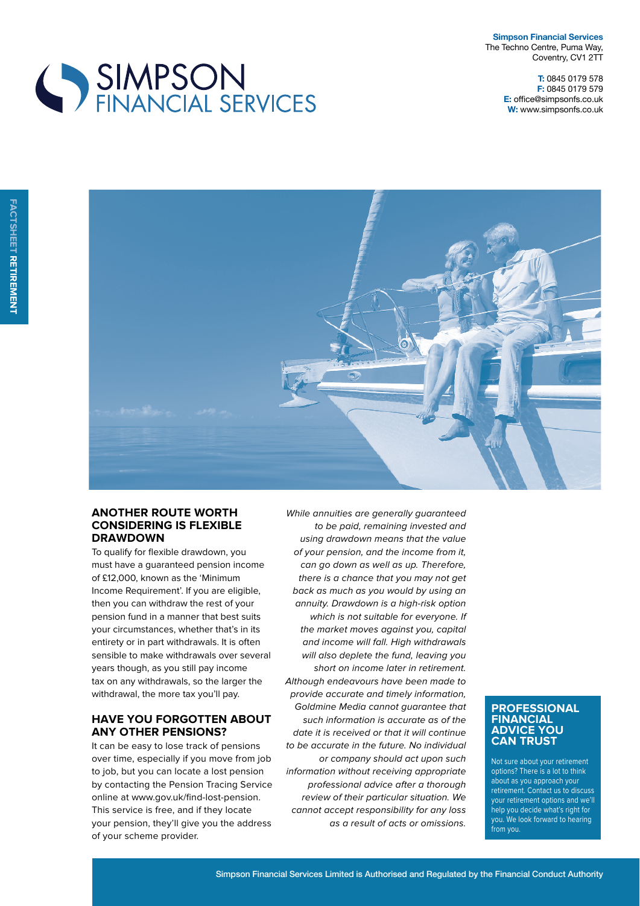**Simpson Financial Services**
The Techno Centre, Puma Way,
Coventry, CV1 2TT

**T:** 0845 0179 578
**F:** 0845 0179 579
**E:** office@simpsonfs.co.uk
**W:** www.simpsonfs.co.uk

FACTSHEET **RETIREMENT**

## ANOTHER ROUTE WORTH CONSIDERING IS FLEXIBLE DRAWDOWN

To qualify for flexible drawdown, you must have a guaranteed pension income of £12,000, known as the 'Minimum Income Requirement'. If you are eligible, then you can withdraw the rest of your pension fund in a manner that best suits your circumstances, whether that's in its entirety or in part withdrawals. It is often sensible to make withdrawals over several years though, as you still pay income tax on any withdrawals, so the larger the withdrawal, the more tax you'll pay.

## HAVE YOU FORGOTTEN ABOUT ANY OTHER PENSIONS?

It can be easy to lose track of pensions over time, especially if you move from job to job, but you can locate a lost pension by contacting the Pension Tracing Service online at www.gov.uk/find-lost-pension. This service is free, and if they locate your pension, they'll give you the address of your scheme provider.

*While annuities are generally guaranteed to be paid, remaining invested and using drawdown means that the value of your pension, and the income from it, can go down as well as up. Therefore, there is a chance that you may not get back as much as you would by using an annuity. Drawdown is a high-risk option which is not suitable for everyone. If the market moves against you, capital and income will fall. High withdrawals will also deplete the fund, leaving you short on income later in retirement. Although endeavours have been made to provide accurate and timely information, Goldmine Media cannot guarantee that such information is accurate as of the date it is received or that it will continue to be accurate in the future. No individual or company should act upon such information without receiving appropriate professional advice after a thorough review of their particular situation. We cannot accept responsibility for any loss as a result of acts or omissions.*

## PROFESSIONAL FINANCIAL ADVICE YOU CAN TRUST

Not sure about your retirement options? There is a lot to think about as you approach your retirement. Contact us to discuss your retirement options and we'll help you decide what's right for you. We look forward to hearing from you.

Simpson Financial Services Limited is Authorised and Regulated by the Financial Conduct Authority